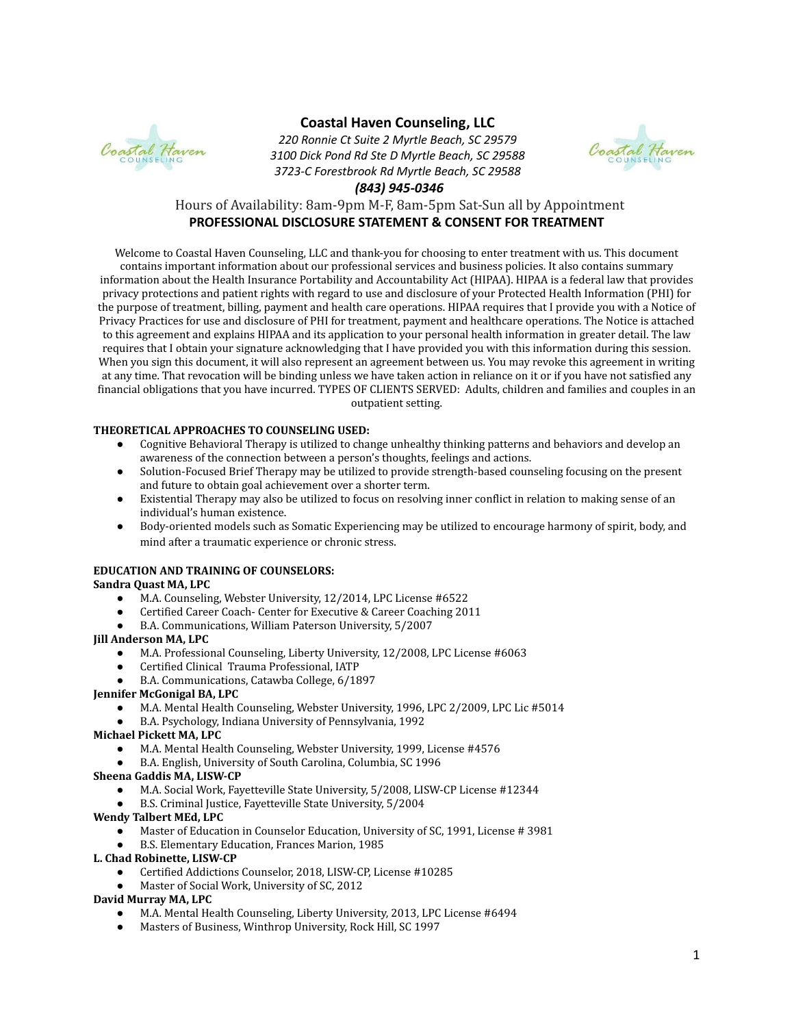# Coastal Haven Counseling, LLC

*220 Ronnie Ct Suite 2 Myrtle Beach, SC 29579*
*3100 Dick Pond Rd Ste D Myrtle Beach, SC 29588*
*3723-C Forestbrook Rd Myrtle Beach, SC 29588*
***(843) 945-0346***

Hours of Availability: 8am-9pm M-F, 8am-5pm Sat-Sun all by Appointment

## PROFESSIONAL DISCLOSURE STATEMENT & CONSENT FOR TREATMENT

Welcome to Coastal Haven Counseling, LLC and thank-you for choosing to enter treatment with us. This document contains important information about our professional services and business policies. It also contains summary information about the Health Insurance Portability and Accountability Act (HIPAA). HIPAA is a federal law that provides privacy protections and patient rights with regard to use and disclosure of your Protected Health Information (PHI) for the purpose of treatment, billing, payment and health care operations. HIPAA requires that I provide you with a Notice of Privacy Practices for use and disclosure of PHI for treatment, payment and healthcare operations. The Notice is attached to this agreement and explains HIPAA and its application to your personal health information in greater detail. The law requires that I obtain your signature acknowledging that I have provided you with this information during this session. When you sign this document, it will also represent an agreement between us. You may revoke this agreement in writing at any time. That revocation will be binding unless we have taken action in reliance on it or if you have not satisfied any financial obligations that you have incurred. TYPES OF CLIENTS SERVED: Adults, children and families and couples in an outpatient setting.

**THEORETICAL APPROACHES TO COUNSELING USED:**

- Cognitive Behavioral Therapy is utilized to change unhealthy thinking patterns and behaviors and develop an awareness of the connection between a person's thoughts, feelings and actions.
- Solution-Focused Brief Therapy may be utilized to provide strength-based counseling focusing on the present and future to obtain goal achievement over a shorter term.
- Existential Therapy may also be utilized to focus on resolving inner conflict in relation to making sense of an individual's human existence.
- Body-oriented models such as Somatic Experiencing may be utilized to encourage harmony of spirit, body, and mind after a traumatic experience or chronic stress.

**EDUCATION AND TRAINING OF COUNSELORS:**

**Sandra Quast MA, LPC**
- M.A. Counseling, Webster University, 12/2014, LPC License #6522
- Certified Career Coach- Center for Executive & Career Coaching 2011
- B.A. Communications, William Paterson University, 5/2007

**Jill Anderson MA, LPC**
- M.A. Professional Counseling, Liberty University, 12/2008, LPC License #6063
- Certified Clinical Trauma Professional, IATP
- B.A. Communications, Catawba College, 6/1897

**Jennifer McGonigal BA, LPC**
- M.A. Mental Health Counseling, Webster University, 1996, LPC 2/2009, LPC Lic #5014
- B.A. Psychology, Indiana University of Pennsylvania, 1992

**Michael Pickett MA, LPC**
- M.A. Mental Health Counseling, Webster University, 1999, License #4576
- B.A. English, University of South Carolina, Columbia, SC 1996

**Sheena Gaddis MA, LISW-CP**
- M.A. Social Work, Fayetteville State University, 5/2008, LISW-CP License #12344
- B.S. Criminal Justice, Fayetteville State University, 5/2004

**Wendy Talbert MEd, LPC**
- Master of Education in Counselor Education, University of SC, 1991, License # 3981
- B.S. Elementary Education, Frances Marion, 1985

**L. Chad Robinette, LISW-CP**
- Certified Addictions Counselor, 2018, LISW-CP, License #10285
- Master of Social Work, University of SC, 2012

**David Murray MA, LPC**
- M.A. Mental Health Counseling, Liberty University, 2013, LPC License #6494
- Masters of Business, Winthrop University, Rock Hill, SC 1997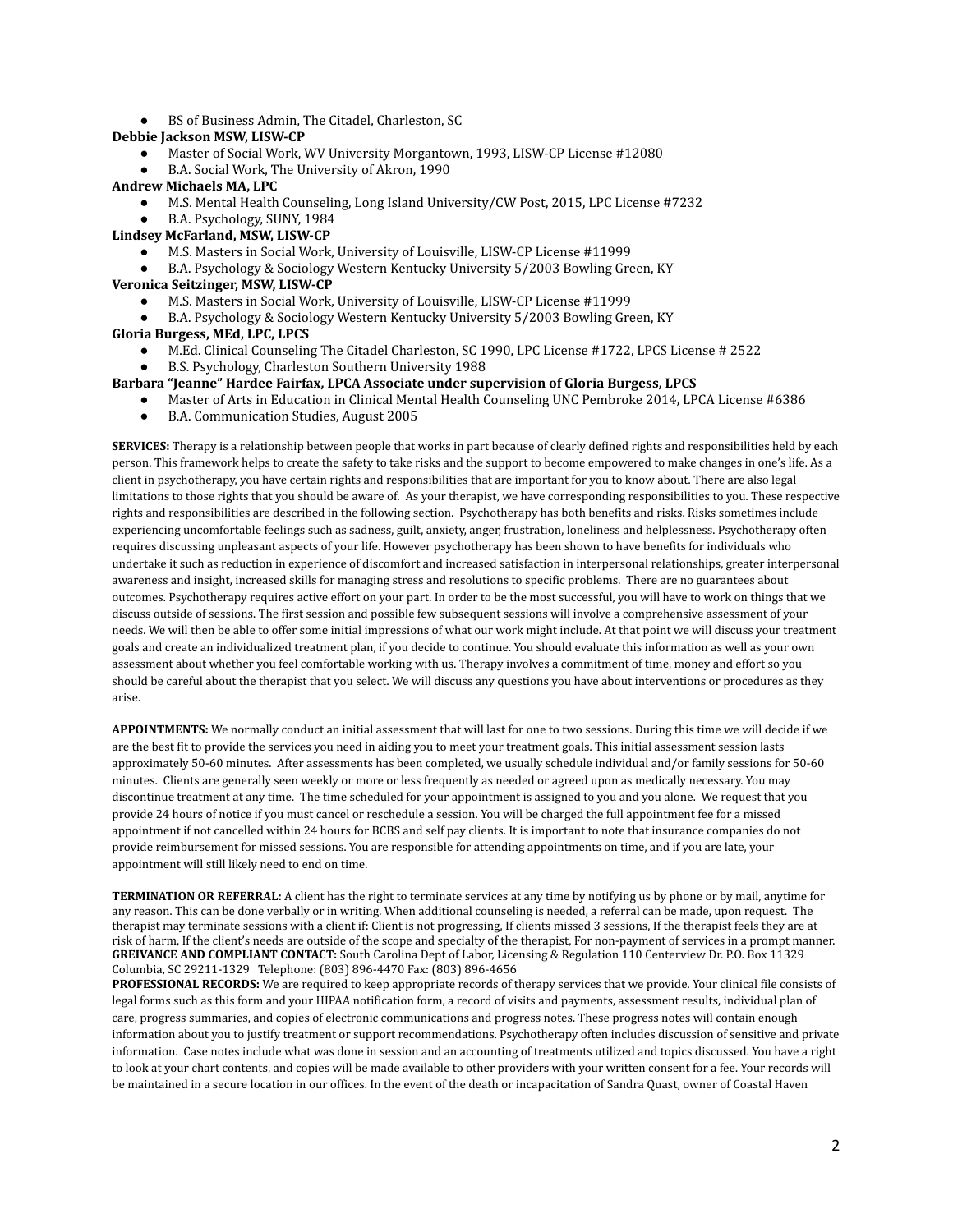- BS of Business Admin, The Citadel, Charleston, SC

**Debbie Jackson MSW, LISW-CP**

- Master of Social Work, WV University Morgantown, 1993, LISW-CP License #12080
- B.A. Social Work, The University of Akron, 1990

**Andrew Michaels MA, LPC**

- M.S. Mental Health Counseling, Long Island University/CW Post, 2015, LPC License #7232
- B.A. Psychology, SUNY, 1984

**Lindsey McFarland, MSW, LISW-CP**

- M.S. Masters in Social Work, University of Louisville, LISW-CP License #11999
- B.A. Psychology & Sociology Western Kentucky University 5/2003 Bowling Green, KY

**Veronica Seitzinger, MSW, LISW-CP**

- M.S. Masters in Social Work, University of Louisville, LISW-CP License #11999
- B.A. Psychology & Sociology Western Kentucky University 5/2003 Bowling Green, KY

**Gloria Burgess, MEd, LPC, LPCS**

- M.Ed. Clinical Counseling The Citadel Charleston, SC 1990, LPC License #1722, LPCS License # 2522
- B.S. Psychology, Charleston Southern University 1988

**Barbara "Jeanne" Hardee Fairfax, LPCA Associate under supervision of Gloria Burgess, LPCS**

- Master of Arts in Education in Clinical Mental Health Counseling UNC Pembroke 2014, LPCA License #6386
- B.A. Communication Studies, August 2005

**SERVICES:** Therapy is a relationship between people that works in part because of clearly defined rights and responsibilities held by each person. This framework helps to create the safety to take risks and the support to become empowered to make changes in one's life. As a client in psychotherapy, you have certain rights and responsibilities that are important for you to know about. There are also legal limitations to those rights that you should be aware of. As your therapist, we have corresponding responsibilities to you. These respective rights and responsibilities are described in the following section. Psychotherapy has both benefits and risks. Risks sometimes include experiencing uncomfortable feelings such as sadness, guilt, anxiety, anger, frustration, loneliness and helplessness. Psychotherapy often requires discussing unpleasant aspects of your life. However psychotherapy has been shown to have benefits for individuals who undertake it such as reduction in experience of discomfort and increased satisfaction in interpersonal relationships, greater interpersonal awareness and insight, increased skills for managing stress and resolutions to specific problems. There are no guarantees about outcomes. Psychotherapy requires active effort on your part. In order to be the most successful, you will have to work on things that we discuss outside of sessions. The first session and possible few subsequent sessions will involve a comprehensive assessment of your needs. We will then be able to offer some initial impressions of what our work might include. At that point we will discuss your treatment goals and create an individualized treatment plan, if you decide to continue. You should evaluate this information as well as your own assessment about whether you feel comfortable working with us. Therapy involves a commitment of time, money and effort so you should be careful about the therapist that you select. We will discuss any questions you have about interventions or procedures as they arise.

**APPOINTMENTS:** We normally conduct an initial assessment that will last for one to two sessions. During this time we will decide if we are the best fit to provide the services you need in aiding you to meet your treatment goals. This initial assessment session lasts approximately 50-60 minutes. After assessments has been completed, we usually schedule individual and/or family sessions for 50-60 minutes. Clients are generally seen weekly or more or less frequently as needed or agreed upon as medically necessary. You may discontinue treatment at any time. The time scheduled for your appointment is assigned to you and you alone. We request that you provide 24 hours of notice if you must cancel or reschedule a session. You will be charged the full appointment fee for a missed appointment if not cancelled within 24 hours for BCBS and self pay clients. It is important to note that insurance companies do not provide reimbursement for missed sessions. You are responsible for attending appointments on time, and if you are late, your appointment will still likely need to end on time.

**TERMINATION OR REFERRAL:** A client has the right to terminate services at any time by notifying us by phone or by mail, anytime for any reason. This can be done verbally or in writing. When additional counseling is needed, a referral can be made, upon request. The therapist may terminate sessions with a client if: Client is not progressing, If clients missed 3 sessions, If the therapist feels they are at risk of harm, If the client's needs are outside of the scope and specialty of the therapist, For non-payment of services in a prompt manner.

**GREIVANCE AND COMPLIANT CONTACT:** South Carolina Dept of Labor, Licensing & Regulation 110 Centerview Dr. P.O. Box 11329 Columbia, SC 29211-1329 Telephone: (803) 896-4470 Fax: (803) 896-4656

**PROFESSIONAL RECORDS:** We are required to keep appropriate records of therapy services that we provide. Your clinical file consists of legal forms such as this form and your HIPAA notification form, a record of visits and payments, assessment results, individual plan of care, progress summaries, and copies of electronic communications and progress notes. These progress notes will contain enough information about you to justify treatment or support recommendations. Psychotherapy often includes discussion of sensitive and private information. Case notes include what was done in session and an accounting of treatments utilized and topics discussed. You have a right to look at your chart contents, and copies will be made available to other providers with your written consent for a fee. Your records will be maintained in a secure location in our offices. In the event of the death or incapacitation of Sandra Quast, owner of Coastal Haven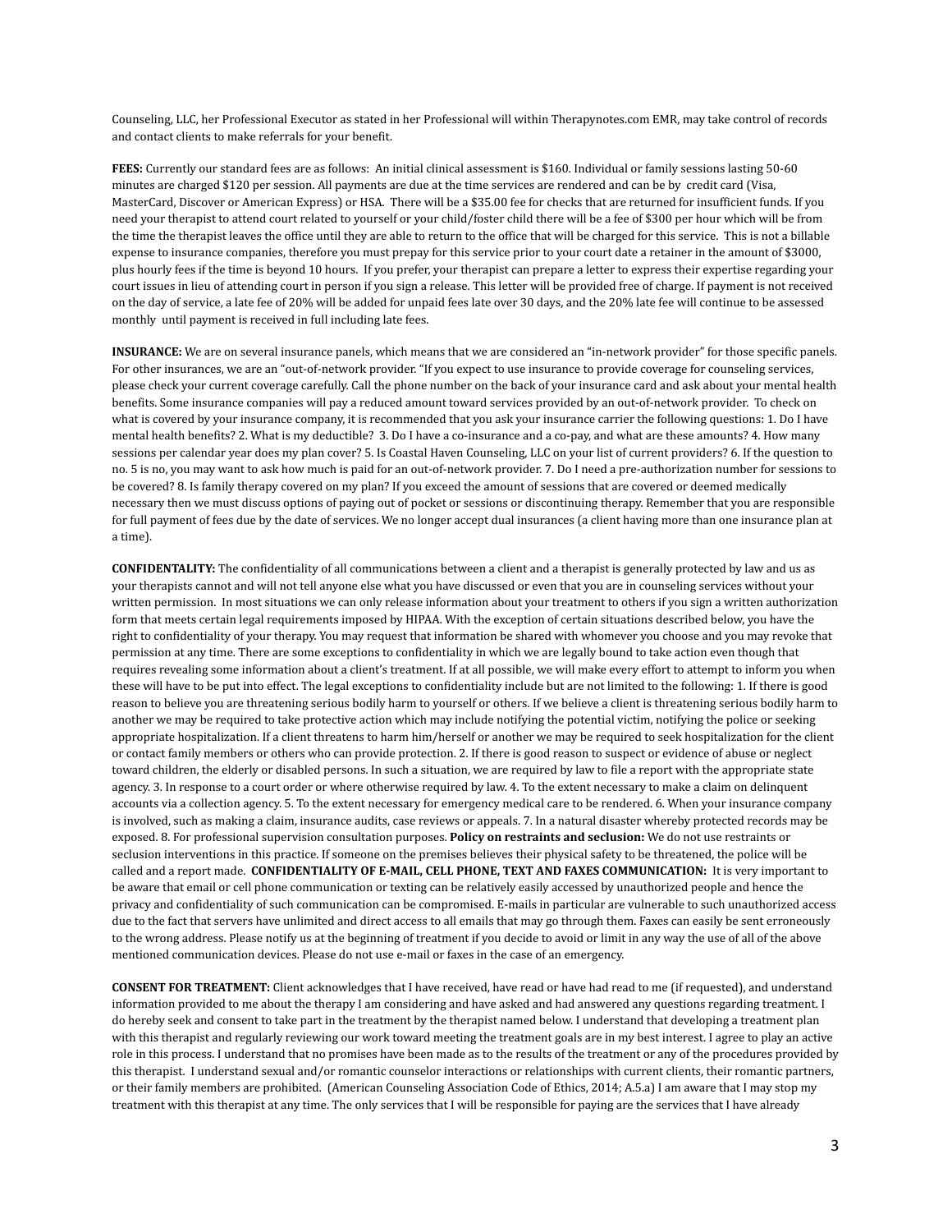Counseling, LLC, her Professional Executor as stated in her Professional will within Therapynotes.com EMR, may take control of records and contact clients to make referrals for your benefit.

**FEES:** Currently our standard fees are as follows: An initial clinical assessment is $160. Individual or family sessions lasting 50-60 minutes are charged $120 per session. All payments are due at the time services are rendered and can be by credit card (Visa, MasterCard, Discover or American Express) or HSA. There will be a $35.00 fee for checks that are returned for insufficient funds. If you need your therapist to attend court related to yourself or your child/foster child there will be a fee of $300 per hour which will be from the time the therapist leaves the office until they are able to return to the office that will be charged for this service. This is not a billable expense to insurance companies, therefore you must prepay for this service prior to your court date a retainer in the amount of $3000, plus hourly fees if the time is beyond 10 hours. If you prefer, your therapist can prepare a letter to express their expertise regarding your court issues in lieu of attending court in person if you sign a release. This letter will be provided free of charge. If payment is not received on the day of service, a late fee of 20% will be added for unpaid fees late over 30 days, and the 20% late fee will continue to be assessed monthly until payment is received in full including late fees.

**INSURANCE:** We are on several insurance panels, which means that we are considered an "in-network provider" for those specific panels. For other insurances, we are an "out-of-network provider. "If you expect to use insurance to provide coverage for counseling services, please check your current coverage carefully. Call the phone number on the back of your insurance card and ask about your mental health benefits. Some insurance companies will pay a reduced amount toward services provided by an out-of-network provider. To check on what is covered by your insurance company, it is recommended that you ask your insurance carrier the following questions: 1. Do I have mental health benefits? 2. What is my deductible? 3. Do I have a co-insurance and a co-pay, and what are these amounts? 4. How many sessions per calendar year does my plan cover? 5. Is Coastal Haven Counseling, LLC on your list of current providers? 6. If the question to no. 5 is no, you may want to ask how much is paid for an out-of-network provider. 7. Do I need a pre-authorization number for sessions to be covered? 8. Is family therapy covered on my plan? If you exceed the amount of sessions that are covered or deemed medically necessary then we must discuss options of paying out of pocket or sessions or discontinuing therapy. Remember that you are responsible for full payment of fees due by the date of services. We no longer accept dual insurances (a client having more than one insurance plan at a time).

**CONFIDENTALITY:** The confidentiality of all communications between a client and a therapist is generally protected by law and us as your therapists cannot and will not tell anyone else what you have discussed or even that you are in counseling services without your written permission. In most situations we can only release information about your treatment to others if you sign a written authorization form that meets certain legal requirements imposed by HIPAA. With the exception of certain situations described below, you have the right to confidentiality of your therapy. You may request that information be shared with whomever you choose and you may revoke that permission at any time. There are some exceptions to confidentiality in which we are legally bound to take action even though that requires revealing some information about a client's treatment. If at all possible, we will make every effort to attempt to inform you when these will have to be put into effect. The legal exceptions to confidentiality include but are not limited to the following: 1. If there is good reason to believe you are threatening serious bodily harm to yourself or others. If we believe a client is threatening serious bodily harm to another we may be required to take protective action which may include notifying the potential victim, notifying the police or seeking appropriate hospitalization. If a client threatens to harm him/herself or another we may be required to seek hospitalization for the client or contact family members or others who can provide protection. 2. If there is good reason to suspect or evidence of abuse or neglect toward children, the elderly or disabled persons. In such a situation, we are required by law to file a report with the appropriate state agency. 3. In response to a court order or where otherwise required by law. 4. To the extent necessary to make a claim on delinquent accounts via a collection agency. 5. To the extent necessary for emergency medical care to be rendered. 6. When your insurance company is involved, such as making a claim, insurance audits, case reviews or appeals. 7. In a natural disaster whereby protected records may be exposed. 8. For professional supervision consultation purposes. **Policy on restraints and seclusion:** We do not use restraints or seclusion interventions in this practice. If someone on the premises believes their physical safety to be threatened, the police will be called and a report made. **CONFIDENTIALITY OF E-MAIL, CELL PHONE, TEXT AND FAXES COMMUNICATION:** It is very important to be aware that email or cell phone communication or texting can be relatively easily accessed by unauthorized people and hence the privacy and confidentiality of such communication can be compromised. E-mails in particular are vulnerable to such unauthorized access due to the fact that servers have unlimited and direct access to all emails that may go through them. Faxes can easily be sent erroneously to the wrong address. Please notify us at the beginning of treatment if you decide to avoid or limit in any way the use of all of the above mentioned communication devices. Please do not use e-mail or faxes in the case of an emergency.

**CONSENT FOR TREATMENT:** Client acknowledges that I have received, have read or have had read to me (if requested), and understand information provided to me about the therapy I am considering and have asked and had answered any questions regarding treatment. I do hereby seek and consent to take part in the treatment by the therapist named below. I understand that developing a treatment plan with this therapist and regularly reviewing our work toward meeting the treatment goals are in my best interest. I agree to play an active role in this process. I understand that no promises have been made as to the results of the treatment or any of the procedures provided by this therapist. I understand sexual and/or romantic counselor interactions or relationships with current clients, their romantic partners, or their family members are prohibited. (American Counseling Association Code of Ethics, 2014; A.5.a) I am aware that I may stop my treatment with this therapist at any time. The only services that I will be responsible for paying are the services that I have already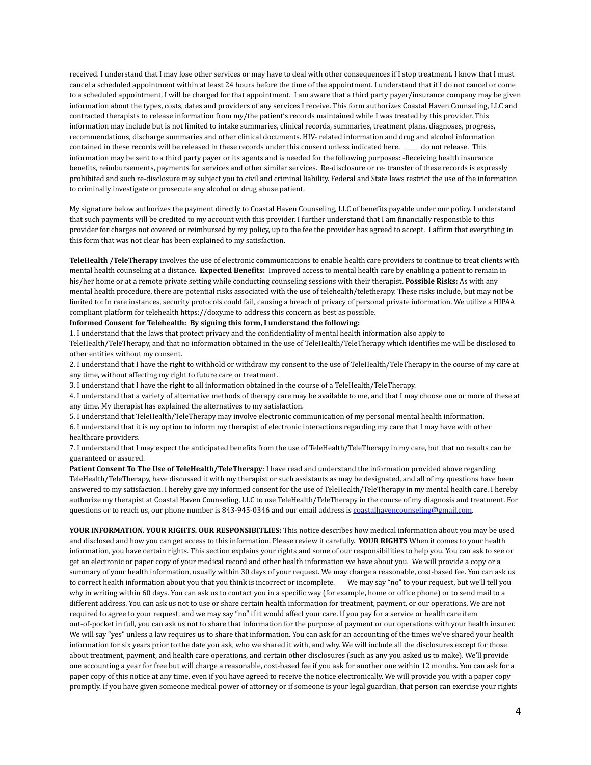received. I understand that I may lose other services or may have to deal with other consequences if I stop treatment. I know that I must cancel a scheduled appointment within at least 24 hours before the time of the appointment. I understand that if I do not cancel or come to a scheduled appointment, I will be charged for that appointment. I am aware that a third party payer/insurance company may be given information about the types, costs, dates and providers of any services I receive. This form authorizes Coastal Haven Counseling, LLC and contracted therapists to release information from my/the patient's records maintained while I was treated by this provider. This information may include but is not limited to intake summaries, clinical records, summaries, treatment plans, diagnoses, progress, recommendations, discharge summaries and other clinical documents. HIV- related information and drug and alcohol information contained in these records will be released in these records under this consent unless indicated here. _____ do not release. This information may be sent to a third party payer or its agents and is needed for the following purposes: -Receiving health insurance benefits, reimbursements, payments for services and other similar services. Re-disclosure or re- transfer of these records is expressly prohibited and such re-disclosure may subject you to civil and criminal liability. Federal and State laws restrict the use of the information to criminally investigate or prosecute any alcohol or drug abuse patient.

My signature below authorizes the payment directly to Coastal Haven Counseling, LLC of benefits payable under our policy. I understand that such payments will be credited to my account with this provider. I further understand that I am financially responsible to this provider for charges not covered or reimbursed by my policy, up to the fee the provider has agreed to accept. I affirm that everything in this form that was not clear has been explained to my satisfaction.

**TeleHealth /TeleTherapy** involves the use of electronic communications to enable health care providers to continue to treat clients with mental health counseling at a distance. **Expected Benefits:** Improved access to mental health care by enabling a patient to remain in his/her home or at a remote private setting while conducting counseling sessions with their therapist. **Possible Risks:** As with any mental health procedure, there are potential risks associated with the use of telehealth/teletherapy. These risks include, but may not be limited to: In rare instances, security protocols could fail, causing a breach of privacy of personal private information. We utilize a HIPAA compliant platform for telehealth https://doxy.me to address this concern as best as possible.

**Informed Consent for Telehealth: By signing this form, I understand the following:**

1. I understand that the laws that protect privacy and the confidentiality of mental health information also apply to TeleHealth/TeleTherapy, and that no information obtained in the use of TeleHealth/TeleTherapy which identifies me will be disclosed to other entities without my consent.
2. I understand that I have the right to withhold or withdraw my consent to the use of TeleHealth/TeleTherapy in the course of my care at any time, without affecting my right to future care or treatment.
3. I understand that I have the right to all information obtained in the course of a TeleHealth/TeleTherapy.
4. I understand that a variety of alternative methods of therapy care may be available to me, and that I may choose one or more of these at any time. My therapist has explained the alternatives to my satisfaction.
5. I understand that TeleHealth/TeleTherapy may involve electronic communication of my personal mental health information.
6. I understand that it is my option to inform my therapist of electronic interactions regarding my care that I may have with other healthcare providers.
7. I understand that I may expect the anticipated benefits from the use of TeleHealth/TeleTherapy in my care, but that no results can be guaranteed or assured.

**Patient Consent To The Use of TeleHealth/TeleTherapy**: I have read and understand the information provided above regarding TeleHealth/TeleTherapy, have discussed it with my therapist or such assistants as may be designated, and all of my questions have been answered to my satisfaction. I hereby give my informed consent for the use of TeleHealth/TeleTherapy in my mental health care. I hereby authorize my therapist at Coastal Haven Counseling, LLC to use TeleHealth/TeleTherapy in the course of my diagnosis and treatment. For questions or to reach us, our phone number is 843-945-0346 and our email address is [coastalhavencounseling@gmail.com](mailto:coastalhavencounseling@gmail.com).

**YOUR INFORMATION. YOUR RIGHTS. OUR RESPONSIBITLIES:** This notice describes how medical information about you may be used and disclosed and how you can get access to this information. Please review it carefully. **YOUR RIGHTS** When it comes to your health information, you have certain rights. This section explains your rights and some of our responsibilities to help you. You can ask to see or get an electronic or paper copy of your medical record and other health information we have about you. We will provide a copy or a summary of your health information, usually within 30 days of your request. We may charge a reasonable, cost-based fee. You can ask us to correct health information about you that you think is incorrect or incomplete. We may say "no" to your request, but we'll tell you why in writing within 60 days. You can ask us to contact you in a specific way (for example, home or office phone) or to send mail to a different address. You can ask us not to use or share certain health information for treatment, payment, or our operations. We are not required to agree to your request, and we may say "no" if it would affect your care. If you pay for a service or health care item out-of-pocket in full, you can ask us not to share that information for the purpose of payment or our operations with your health insurer. We will say "yes" unless a law requires us to share that information. You can ask for an accounting of the times we've shared your health information for six years prior to the date you ask, who we shared it with, and why. We will include all the disclosures except for those about treatment, payment, and health care operations, and certain other disclosures (such as any you asked us to make). We'll provide one accounting a year for free but will charge a reasonable, cost-based fee if you ask for another one within 12 months. You can ask for a paper copy of this notice at any time, even if you have agreed to receive the notice electronically. We will provide you with a paper copy promptly. If you have given someone medical power of attorney or if someone is your legal guardian, that person can exercise your rights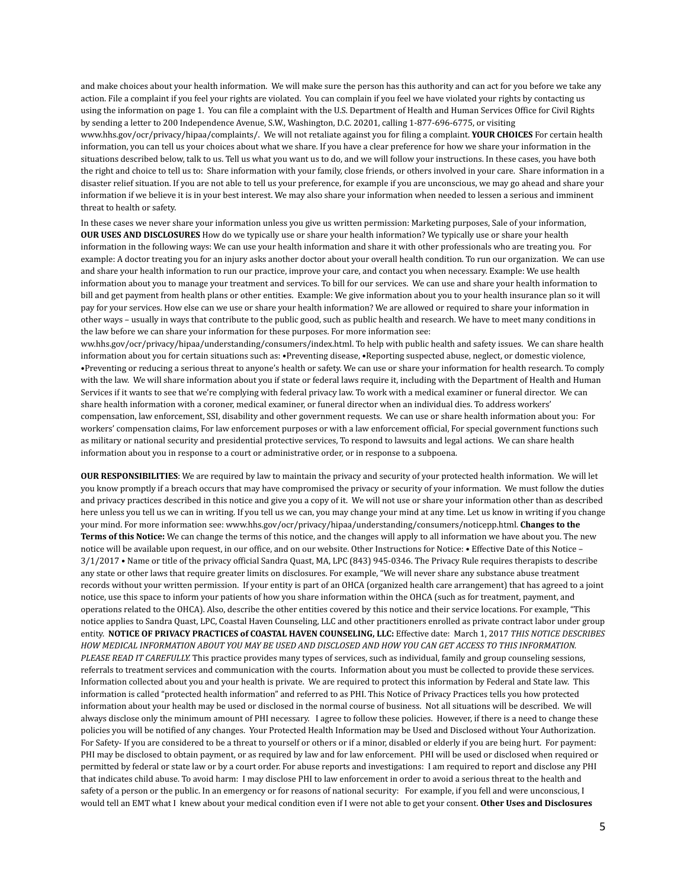and make choices about your health information. We will make sure the person has this authority and can act for you before we take any action. File a complaint if you feel your rights are violated. You can complain if you feel we have violated your rights by contacting us using the information on page 1. You can file a complaint with the U.S. Department of Health and Human Services Office for Civil Rights by sending a letter to 200 Independence Avenue, S.W., Washington, D.C. 20201, calling 1-877-696-6775, or visiting www.hhs.gov/ocr/privacy/hipaa/complaints/. We will not retaliate against you for filing a complaint. **YOUR CHOICES** For certain health information, you can tell us your choices about what we share. If you have a clear preference for how we share your information in the situations described below, talk to us. Tell us what you want us to do, and we will follow your instructions. In these cases, you have both the right and choice to tell us to: Share information with your family, close friends, or others involved in your care. Share information in a disaster relief situation. If you are not able to tell us your preference, for example if you are unconscious, we may go ahead and share your information if we believe it is in your best interest. We may also share your information when needed to lessen a serious and imminent threat to health or safety.

In these cases we never share your information unless you give us written permission: Marketing purposes, Sale of your information, **OUR USES AND DISCLOSURES** How do we typically use or share your health information? We typically use or share your health information in the following ways: We can use your health information and share it with other professionals who are treating you. For example: A doctor treating you for an injury asks another doctor about your overall health condition. To run our organization. We can use and share your health information to run our practice, improve your care, and contact you when necessary. Example: We use health information about you to manage your treatment and services. To bill for our services. We can use and share your health information to bill and get payment from health plans or other entities. Example: We give information about you to your health insurance plan so it will pay for your services. How else can we use or share your health information? We are allowed or required to share your information in other ways – usually in ways that contribute to the public good, such as public health and research. We have to meet many conditions in the law before we can share your information for these purposes. For more information see: ww.hhs.gov/ocr/privacy/hipaa/understanding/consumers/index.html. To help with public health and safety issues. We can share health information about you for certain situations such as: •Preventing disease, •Reporting suspected abuse, neglect, or domestic violence, •Preventing or reducing a serious threat to anyone's health or safety. We can use or share your information for health research. To comply with the law. We will share information about you if state or federal laws require it, including with the Department of Health and Human Services if it wants to see that we're complying with federal privacy law. To work with a medical examiner or funeral director. We can share health information with a coroner, medical examiner, or funeral director when an individual dies. To address workers' compensation, law enforcement, SSI, disability and other government requests. We can use or share health information about you: For workers' compensation claims, For law enforcement purposes or with a law enforcement official, For special government functions such as military or national security and presidential protective services, To respond to lawsuits and legal actions. We can share health information about you in response to a court or administrative order, or in response to a subpoena.

**OUR RESPONSIBILITIES**: We are required by law to maintain the privacy and security of your protected health information. We will let you know promptly if a breach occurs that may have compromised the privacy or security of your information. We must follow the duties and privacy practices described in this notice and give you a copy of it. We will not use or share your information other than as described here unless you tell us we can in writing. If you tell us we can, you may change your mind at any time. Let us know in writing if you change your mind. For more information see: www.hhs.gov/ocr/privacy/hipaa/understanding/consumers/noticepp.html. **Changes to the Terms of this Notice:** We can change the terms of this notice, and the changes will apply to all information we have about you. The new notice will be available upon request, in our office, and on our website. Other Instructions for Notice: • Effective Date of this Notice – 3/1/2017 • Name or title of the privacy official Sandra Quast, MA, LPC (843) 945-0346. The Privacy Rule requires therapists to describe any state or other laws that require greater limits on disclosures. For example, "We will never share any substance abuse treatment records without your written permission. If your entity is part of an OHCA (organized health care arrangement) that has agreed to a joint notice, use this space to inform your patients of how you share information within the OHCA (such as for treatment, payment, and operations related to the OHCA). Also, describe the other entities covered by this notice and their service locations. For example, "This notice applies to Sandra Quast, LPC, Coastal Haven Counseling, LLC and other practitioners enrolled as private contract labor under group entity. **NOTICE OF PRIVACY PRACTICES of COASTAL HAVEN COUNSELING, LLC:** Effective date: March 1, 2017 *THIS NOTICE DESCRIBES HOW MEDICAL INFORMATION ABOUT YOU MAY BE USED AND DISCLOSED AND HOW YOU CAN GET ACCESS TO THIS INFORMATION. PLEASE READ IT CAREFULLY.* This practice provides many types of services, such as individual, family and group counseling sessions, referrals to treatment services and communication with the courts. Information about you must be collected to provide these services. Information collected about you and your health is private. We are required to protect this information by Federal and State law. This information is called "protected health information" and referred to as PHI. This Notice of Privacy Practices tells you how protected information about your health may be used or disclosed in the normal course of business. Not all situations will be described. We will always disclose only the minimum amount of PHI necessary. I agree to follow these policies. However, if there is a need to change these policies you will be notified of any changes. Your Protected Health Information may be Used and Disclosed without Your Authorization. For Safety- If you are considered to be a threat to yourself or others or if a minor, disabled or elderly if you are being hurt. For payment: PHI may be disclosed to obtain payment, or as required by law and for law enforcement. PHI will be used or disclosed when required or permitted by federal or state law or by a court order. For abuse reports and investigations: I am required to report and disclose any PHI that indicates child abuse. To avoid harm: I may disclose PHI to law enforcement in order to avoid a serious threat to the health and safety of a person or the public. In an emergency or for reasons of national security: For example, if you fell and were unconscious, I would tell an EMT what I knew about your medical condition even if I were not able to get your consent. **Other Uses and Disclosures**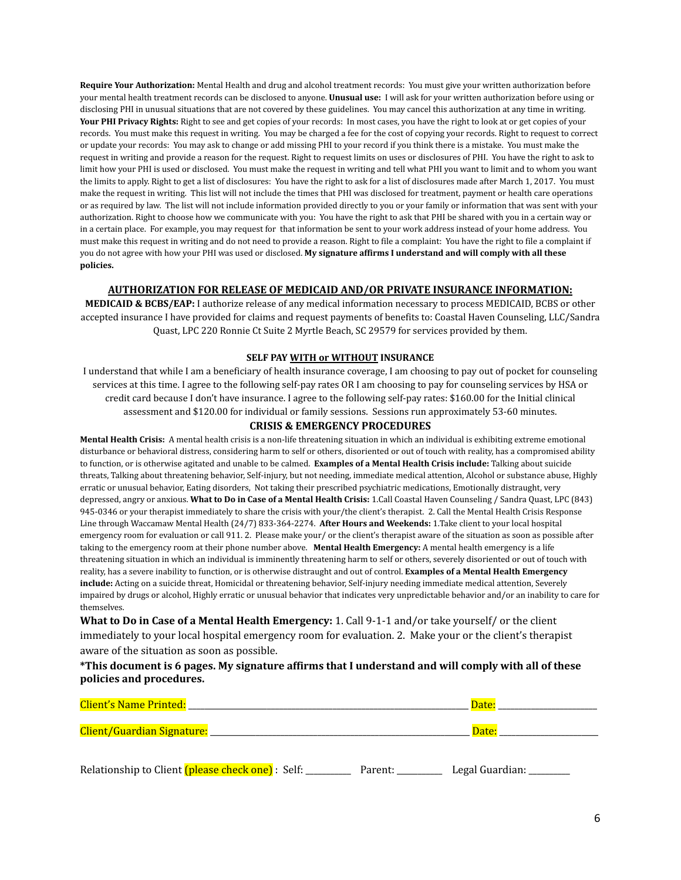**Require Your Authorization:** Mental Health and drug and alcohol treatment records: You must give your written authorization before your mental health treatment records can be disclosed to anyone. **Unusual use:** I will ask for your written authorization before using or disclosing PHI in unusual situations that are not covered by these guidelines. You may cancel this authorization at any time in writing. **Your PHI Privacy Rights:** Right to see and get copies of your records: In most cases, you have the right to look at or get copies of your records. You must make this request in writing. You may be charged a fee for the cost of copying your records. Right to request to correct or update your records: You may ask to change or add missing PHI to your record if you think there is a mistake. You must make the request in writing and provide a reason for the request. Right to request limits on uses or disclosures of PHI. You have the right to ask to limit how your PHI is used or disclosed. You must make the request in writing and tell what PHI you want to limit and to whom you want the limits to apply. Right to get a list of disclosures: You have the right to ask for a list of disclosures made after March 1, 2017. You must make the request in writing. This list will not include the times that PHI was disclosed for treatment, payment or health care operations or as required by law. The list will not include information provided directly to you or your family or information that was sent with your authorization. Right to choose how we communicate with you: You have the right to ask that PHI be shared with you in a certain way or in a certain place. For example, you may request for that information be sent to your work address instead of your home address. You must make this request in writing and do not need to provide a reason. Right to file a complaint: You have the right to file a complaint if you do not agree with how your PHI was used or disclosed. **My signature affirms I understand and will comply with all these policies.**

## AUTHORIZATION FOR RELEASE OF MEDICAID AND/OR PRIVATE INSURANCE INFORMATION:

**MEDICAID & BCBS/EAP:** I authorize release of any medical information necessary to process MEDICAID, BCBS or other accepted insurance I have provided for claims and request payments of benefits to: Coastal Haven Counseling, LLC/Sandra Quast, LPC 220 Ronnie Ct Suite 2 Myrtle Beach, SC 29579 for services provided by them.

### SELF PAY WITH or WITHOUT INSURANCE

I understand that while I am a beneficiary of health insurance coverage, I am choosing to pay out of pocket for counseling services at this time. I agree to the following self-pay rates OR I am choosing to pay for counseling services by HSA or credit card because I don't have insurance. I agree to the following self-pay rates: $160.00 for the Initial clinical assessment and $120.00 for individual or family sessions. Sessions run approximately 53-60 minutes.

## CRISIS & EMERGENCY PROCEDURES

**Mental Health Crisis:** A mental health crisis is a non-life threatening situation in which an individual is exhibiting extreme emotional disturbance or behavioral distress, considering harm to self or others, disoriented or out of touch with reality, has a compromised ability to function, or is otherwise agitated and unable to be calmed. **Examples of a Mental Health Crisis include:** Talking about suicide threats, Talking about threatening behavior, Self-injury, but not needing, immediate medical attention, Alcohol or substance abuse, Highly erratic or unusual behavior, Eating disorders, Not taking their prescribed psychiatric medications, Emotionally distraught, very depressed, angry or anxious. **What to Do in Case of a Mental Health Crisis:** 1.Call Coastal Haven Counseling / Sandra Quast, LPC (843) 945-0346 or your therapist immediately to share the crisis with your/the client's therapist. 2. Call the Mental Health Crisis Response Line through Waccamaw Mental Health (24/7) 833-364-2274. **After Hours and Weekends:** 1.Take client to your local hospital emergency room for evaluation or call 911. 2. Please make your/ or the client's therapist aware of the situation as soon as possible after taking to the emergency room at their phone number above. **Mental Health Emergency:** A mental health emergency is a life threatening situation in which an individual is imminently threatening harm to self or others, severely disoriented or out of touch with reality, has a severe inability to function, or is otherwise distraught and out of control. **Examples of a Mental Health Emergency include:** Acting on a suicide threat, Homicidal or threatening behavior, Self-injury needing immediate medical attention, Severely impaired by drugs or alcohol, Highly erratic or unusual behavior that indicates very unpredictable behavior and/or an inability to care for themselves.

**What to Do in Case of a Mental Health Emergency:** 1. Call 9-1-1 and/or take yourself/ or the client immediately to your local hospital emergency room for evaluation. 2. Make your or the client's therapist aware of the situation as soon as possible.

**\*This document is 6 pages. My signature affirms that I understand and will comply with all of these policies and procedures.**

Client's Name Printed: ______________________________ Date: ______________

Client/Guardian Signature: ______________________________ Date: ______________

Relationship to Client (please check one) : Self: ________ Parent: ________ Legal Guardian: ________